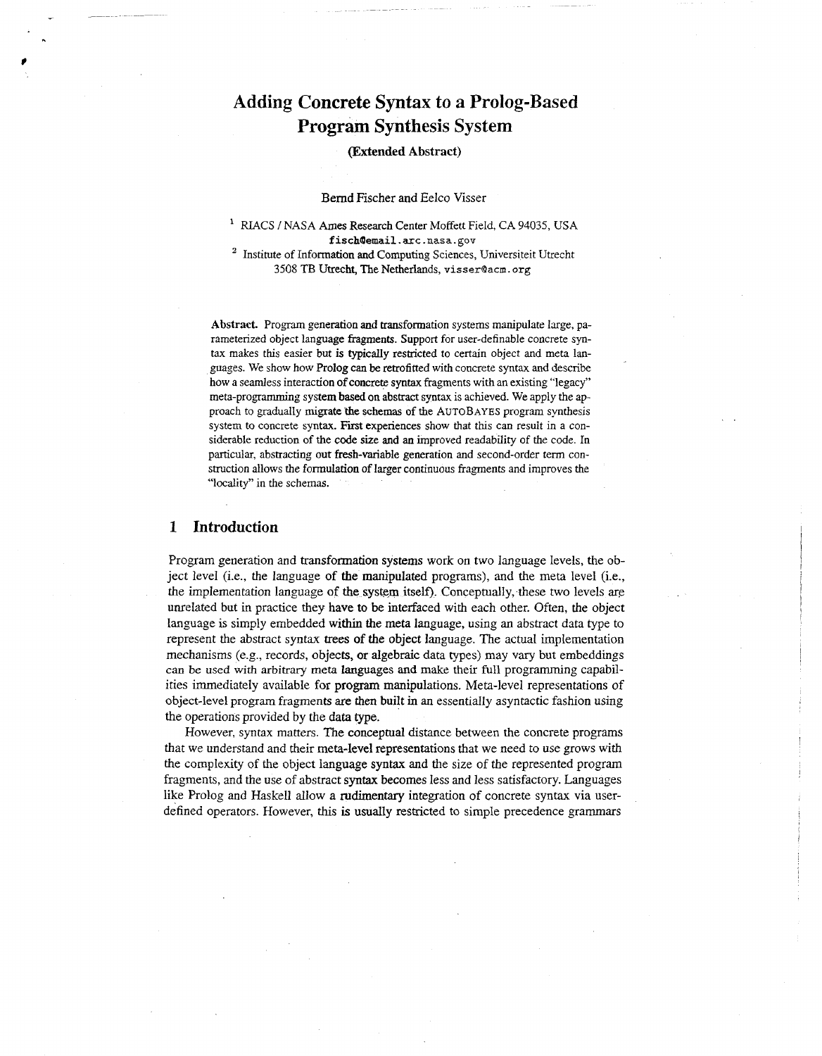# Adding Concrete Syntax to a Prolog-Based Program Synthesis System

**(Extended Abstract)**

Bernd Fischer and Eelco Visser

[1] RIACS / NASA Ames Research Center Moffett Field, CA 94035, USA
`fisch@email.arc.nasa.gov`

[2] Institute of Information and Computing Sciences, Universiteit Utrecht
3508 TB Utrecht, The Netherlands, `visser@acm.org`

**Abstract.** Program generation and transformation systems manipulate large, parameterized object language fragments. Support for user-definable concrete syntax makes this easier but is typically restricted to certain object and meta languages. We show how Prolog can be retrofitted with concrete syntax and describe how a seamless interaction of concrete syntax fragments with an existing "legacy" meta-programming system based on abstract syntax is achieved. We apply the approach to gradually migrate the schemas of the AUTOBAYES program synthesis system to concrete syntax. First experiences show that this can result in a considerable reduction of the code size and an improved readability of the code. In particular, abstracting out fresh-variable generation and second-order term construction allows the formulation of larger continuous fragments and improves the "locality" in the schemas.

## 1 Introduction

Program generation and transformation systems work on two language levels, the object level (i.e., the language of the manipulated programs), and the meta level (i.e., the implementation language of the system itself). Conceptually, these two levels are unrelated but in practice they have to be interfaced with each other. Often, the object language is simply embedded within the meta language, using an abstract data type to represent the abstract syntax trees of the object language. The actual implementation mechanisms (e.g., records, objects, or algebraic data types) may vary but embeddings can be used with arbitrary meta languages and make their full programming capabilities immediately available for program manipulations. Meta-level representations of object-level program fragments are then built in an essentially asyntactic fashion using the operations provided by the data type.

However, syntax matters. The conceptual distance between the concrete programs that we understand and their meta-level representations that we need to use grows with the complexity of the object language syntax and the size of the represented program fragments, and the use of abstract syntax becomes less and less satisfactory. Languages like Prolog and Haskell allow a rudimentary integration of concrete syntax via user-defined operators. However, this is usually restricted to simple precedence grammars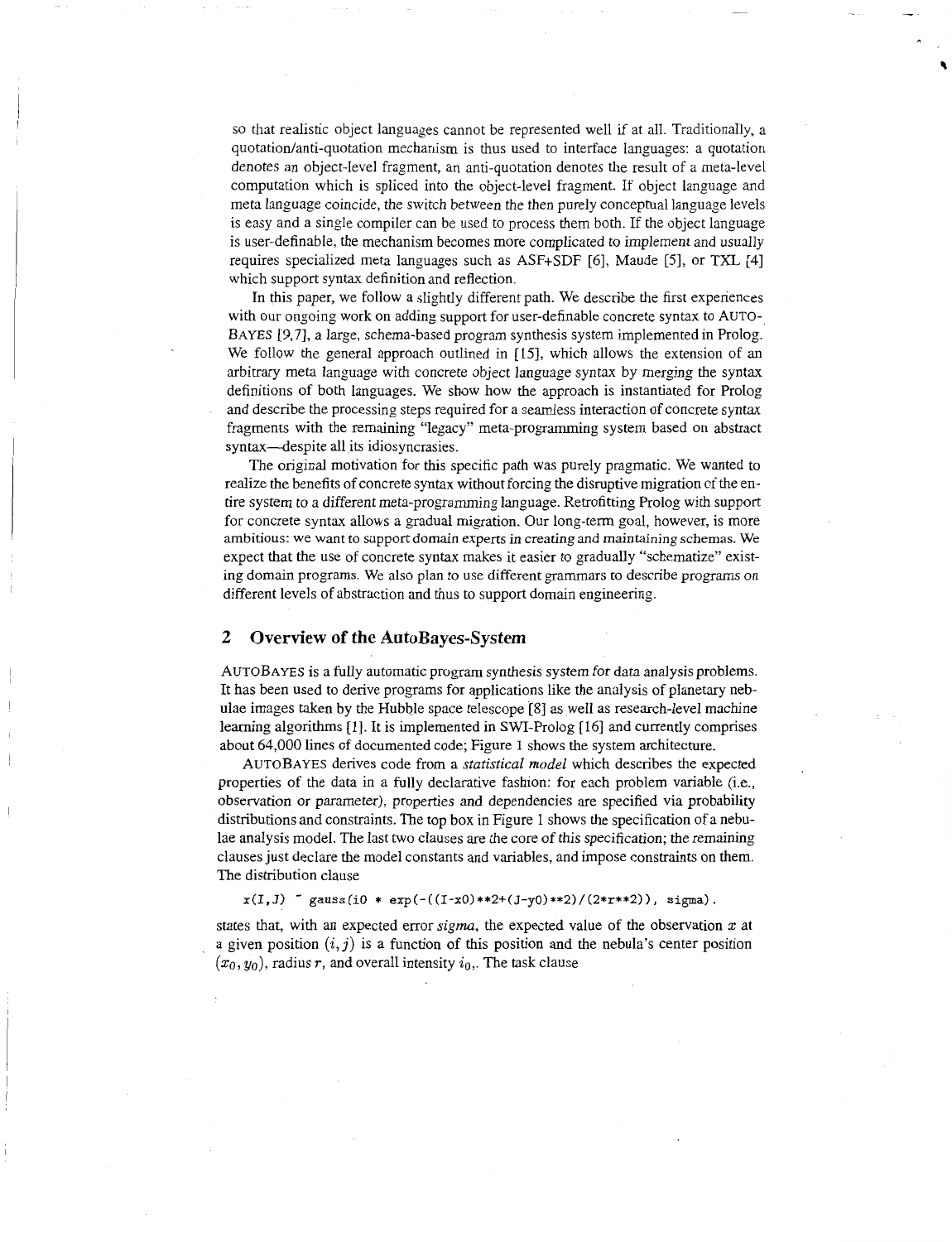so that realistic object languages cannot be represented well if at all. Traditionally, a quotation/anti-quotation mechanism is thus used to interface languages: a quotation denotes an object-level fragment, an anti-quotation denotes the result of a meta-level computation which is spliced into the object-level fragment. If object language and meta language coincide, the switch between the then purely conceptual language levels is easy and a single compiler can be used to process them both. If the object language is user-definable, the mechanism becomes more complicated to implement and usually requires specialized meta languages such as ASF+SDF [6], Maude [5], or TXL [4] which support syntax definition and reflection.

In this paper, we follow a slightly different path. We describe the first experiences with our ongoing work on adding support for user-definable concrete syntax to AUTOBAYES [9,7], a large, schema-based program synthesis system implemented in Prolog. We follow the general approach outlined in [15], which allows the extension of an arbitrary meta language with concrete object language syntax by merging the syntax definitions of both languages. We show how the approach is instantiated for Prolog and describe the processing steps required for a seamless interaction of concrete syntax fragments with the remaining "legacy" meta-programming system based on abstract syntax—despite all its idiosyncrasies.

The original motivation for this specific path was purely pragmatic. We wanted to realize the benefits of concrete syntax without forcing the disruptive migration of the entire system to a different meta-programming language. Retrofitting Prolog with support for concrete syntax allows a gradual migration. Our long-term goal, however, is more ambitious: we want to support domain experts in creating and maintaining schemas. We expect that the use of concrete syntax makes it easier to gradually "schematize" existing domain programs. We also plan to use different grammars to describe programs on different levels of abstraction and thus to support domain engineering.

## 2 Overview of the AutoBayes-System

AUTOBAYES is a fully automatic program synthesis system for data analysis problems. It has been used to derive programs for applications like the analysis of planetary nebulae images taken by the Hubble space telescope [8] as well as research-level machine learning algorithms [1]. It is implemented in SWI-Prolog [16] and currently comprises about 64,000 lines of documented code; Figure 1 shows the system architecture.

AUTOBAYES derives code from a *statistical model* which describes the expected properties of the data in a fully declarative fashion: for each problem variable (i.e., observation or parameter), properties and dependencies are specified via probability distributions and constraints. The top box in Figure 1 shows the specification of a nebulae analysis model. The last two clauses are the core of this specification; the remaining clauses just declare the model constants and variables, and impose constraints on them. The distribution clause

```
x(I,J) ~ gauss(i0 * exp(-((I-x0)**2+(J-y0)**2)/(2*r**2)), sigma).
```

states that, with an expected error *sigma*, the expected value of the observation $x$ at a given position $(i, j)$ is a function of this position and the nebula's center position $(x_0, y_0)$, radius $r$, and overall intensity $i_0$,. The task clause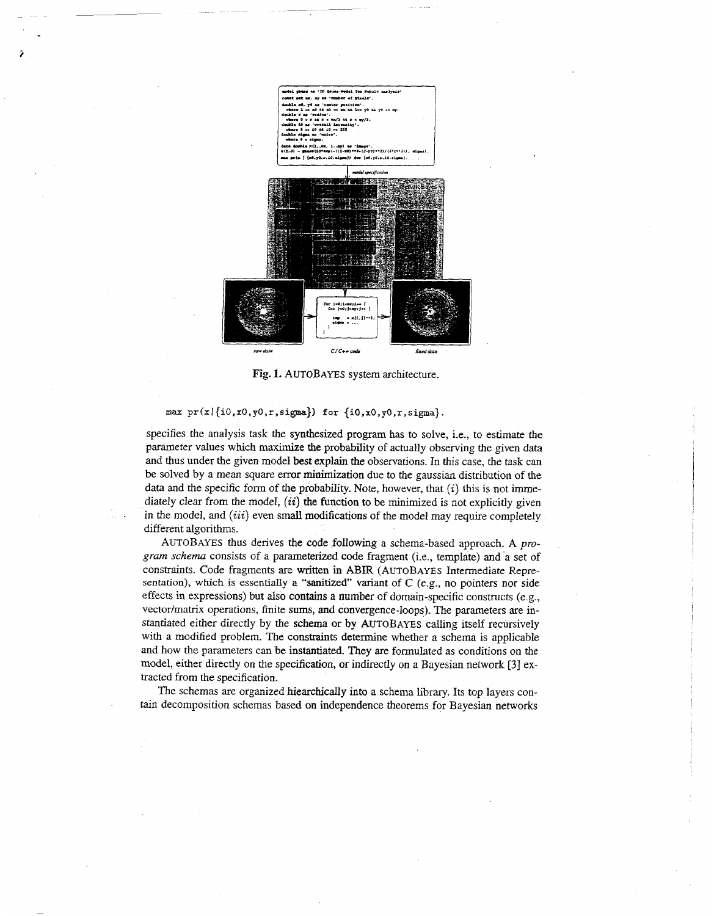Fig. 1. AUTOBAYES system architecture.

```
max pr(x|{i0,x0,y0,r,sigma}) for {i0,x0,y0,r,sigma}.
```

specifies the analysis task the synthesized program has to solve, i.e., to estimate the parameter values which maximize the probability of actually observing the given data and thus under the given model best explain the observations. In this case, the task can be solved by a mean square error minimization due to the gaussian distribution of the data and the specific form of the probability. Note, however, that ($i$) this is not immediately clear from the model, ($ii$) the function to be minimized is not explicitly given in the model, and ($iii$) even small modifications of the model may require completely different algorithms.

AUTOBAYES thus derives the code following a schema-based approach. A *program schema* consists of a parameterized code fragment (i.e., template) and a set of constraints. Code fragments are written in ABIR (AUTOBAYES Intermediate Representation), which is essentially a "sanitized" variant of C (e.g., no pointers nor side effects in expressions) but also contains a number of domain-specific constructs (e.g., vector/matrix operations, finite sums, and convergence-loops). The parameters are instantiated either directly by the schema or by AUTOBAYES calling itself recursively with a modified problem. The constraints determine whether a schema is applicable and how the parameters can be instantiated. They are formulated as conditions on the model, either directly on the specification, or indirectly on a Bayesian network [3] extracted from the specification.

The schemas are organized hierarchically into a schema library. Its top layers contain decomposition schemas based on independence theorems for Bayesian networks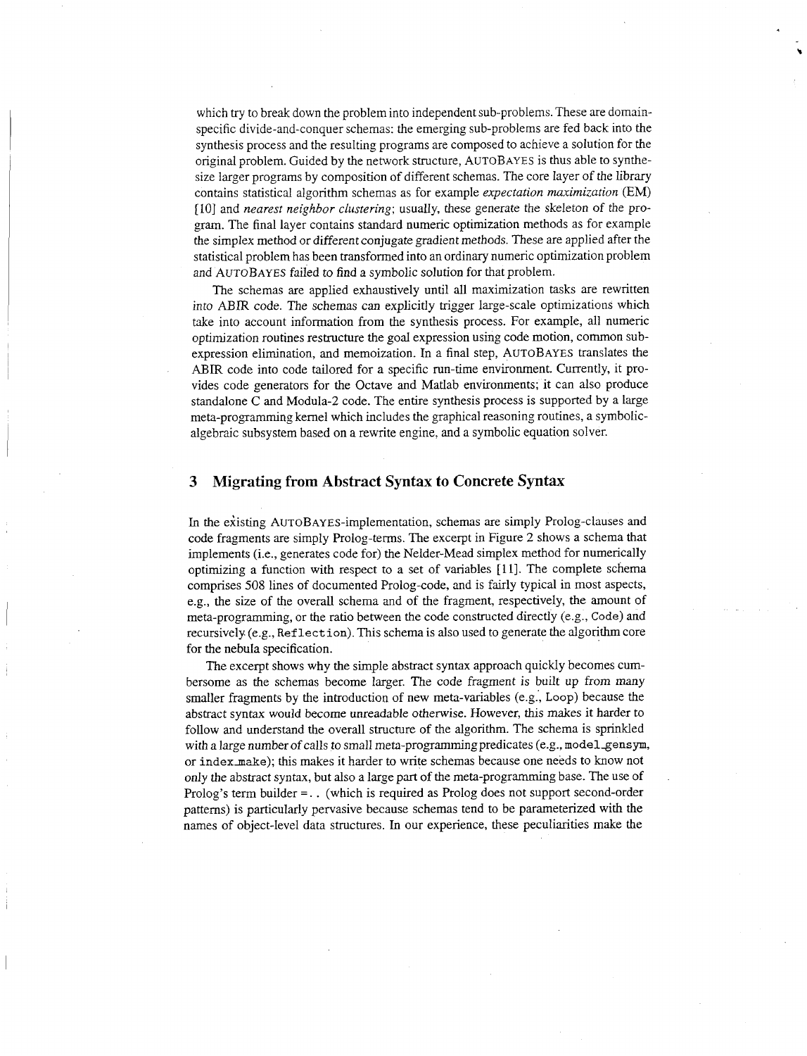which try to break down the problem into independent sub-problems. These are domain-specific divide-and-conquer schemas: the emerging sub-problems are fed back into the synthesis process and the resulting programs are composed to achieve a solution for the original problem. Guided by the network structure, AUTOBAYES is thus able to synthesize larger programs by composition of different schemas. The core layer of the library contains statistical algorithm schemas as for example *expectation maximization* (EM) [10] and *nearest neighbor clustering*; usually, these generate the skeleton of the program. The final layer contains standard numeric optimization methods as for example the simplex method or different conjugate gradient methods. These are applied after the statistical problem has been transformed into an ordinary numeric optimization problem and AUTOBAYES failed to find a symbolic solution for that problem.

The schemas are applied exhaustively until all maximization tasks are rewritten into ABIR code. The schemas can explicitly trigger large-scale optimizations which take into account information from the synthesis process. For example, all numeric optimization routines restructure the goal expression using code motion, common subexpression elimination, and memoization. In a final step, AUTOBAYES translates the ABIR code into code tailored for a specific run-time environment. Currently, it provides code generators for the Octave and Matlab environments; it can also produce standalone C and Modula-2 code. The entire synthesis process is supported by a large meta-programming kernel which includes the graphical reasoning routines, a symbolic-algebraic subsystem based on a rewrite engine, and a symbolic equation solver.

## 3 Migrating from Abstract Syntax to Concrete Syntax

In the existing AUTOBAYES-implementation, schemas are simply Prolog-clauses and code fragments are simply Prolog-terms. The excerpt in Figure 2 shows a schema that implements (i.e., generates code for) the Nelder-Mead simplex method for numerically optimizing a function with respect to a set of variables [11]. The complete schema comprises 508 lines of documented Prolog-code, and is fairly typical in most aspects, e.g., the size of the overall schema and of the fragment, respectively, the amount of meta-programming, or the ratio between the code constructed directly (e.g., `Code`) and recursively (e.g., `Reflection`). This schema is also used to generate the algorithm core for the nebula specification.

The excerpt shows why the simple abstract syntax approach quickly becomes cumbersome as the schemas become larger. The code fragment is built up from many smaller fragments by the introduction of new meta-variables (e.g., Loop) because the abstract syntax would become unreadable otherwise. However, this makes it harder to follow and understand the overall structure of the algorithm. The schema is sprinkled with a large number of calls to small meta-programming predicates (e.g., `model_gensym`, or `index_make`); this makes it harder to write schemas because one needs to know not only the abstract syntax, but also a large part of the meta-programming base. The use of Prolog's term builder `=..` (which is required as Prolog does not support second-order patterns) is particularly pervasive because schemas tend to be parameterized with the names of object-level data structures. In our experience, these peculiarities make the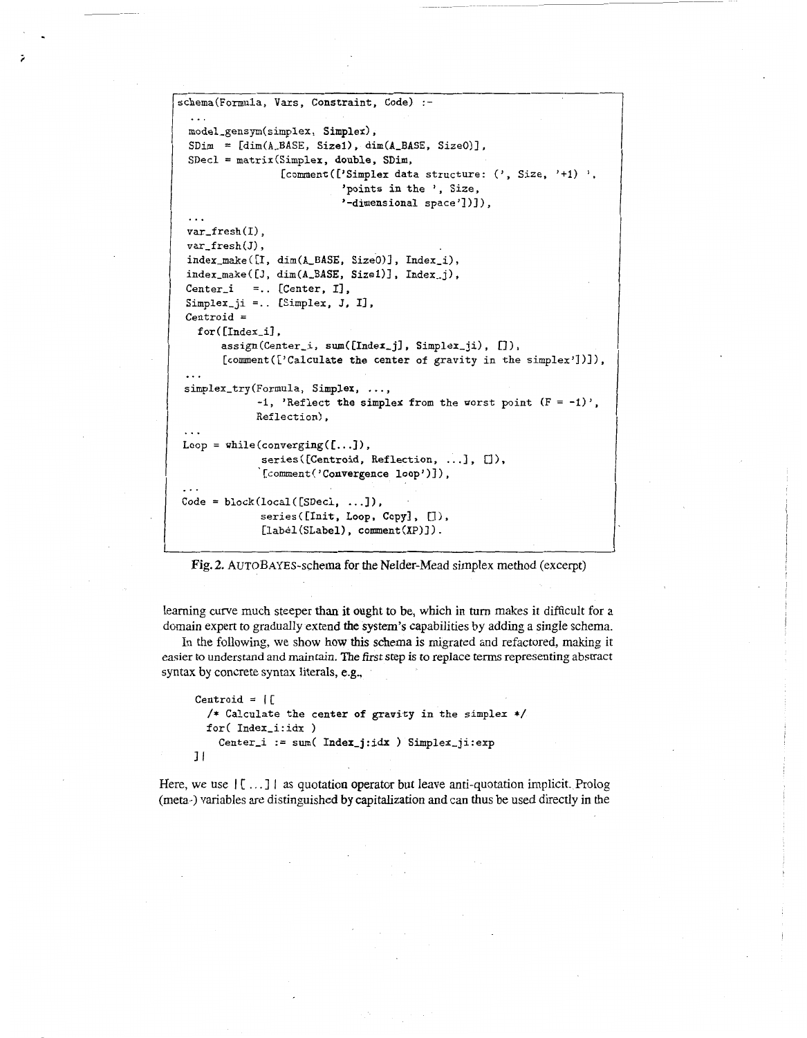```
schema(Formula, Vars, Constraint, Code) :-
  ...
  model_gensym(simplex, Simplex),
  SDim  = [dim(A_BASE, Size1), dim(A_BASE, Size0)],
  SDecl = matrix(Simplex, double, SDim,
                 [comment(['Simplex data structure: (', Size, '+1) ',
                           'points in the ', Size,
                           '-dimensional space'])]),
  ...
  var_fresh(I),
  var_fresh(J),
  index_make([I, dim(A_BASE, Size0)], Index_i),
  index_make([J, dim(A_BASE, Size1)], Index_j),
  Center_i   =.. [Center, I],
  Simplex_ji =.. [Simplex, J, I],
  Centroid =
    for([Index_i],
        assign(Center_i, sum([Index_j], Simplex_ji), []),
        [comment(['Calculate the center of gravity in the simplex'])]),
  ...
  simplex_try(Formula, Simplex, ...,
              -1, 'Reflect the simplex from the worst point (F = -1)',
              Reflection),
  ...
  Loop = while(converging([...]),
               series([Centroid, Reflection, ...], []),
               [comment('Convergence loop')]),
  ...
  Code = block(local([SDecl, ...]),
               series([Init, Loop, Copy], []),
               [label(SLabel), comment(XP)]).
```

**Fig. 2.** AUTOBAYES-schema for the Nelder-Mead simplex method (excerpt)

learning curve much steeper than it ought to be, which in turn makes it difficult for a domain expert to gradually extend the system's capabilities by adding a single schema.

In the following, we show how this schema is migrated and refactored, making it easier to understand and maintain. The first step is to replace terms representing abstract syntax by concrete syntax literals, e.g.,

```
Centroid = |[
  /* Calculate the center of gravity in the simplex */
  for( Index_i:idx )
    Center_i := sum( Index_j:idx ) Simplex_ji:exp
]|
```

Here, we use |[ ... ]| as quotation operator but leave anti-quotation implicit. Prolog (meta-) variables are distinguished by capitalization and can thus be used directly in the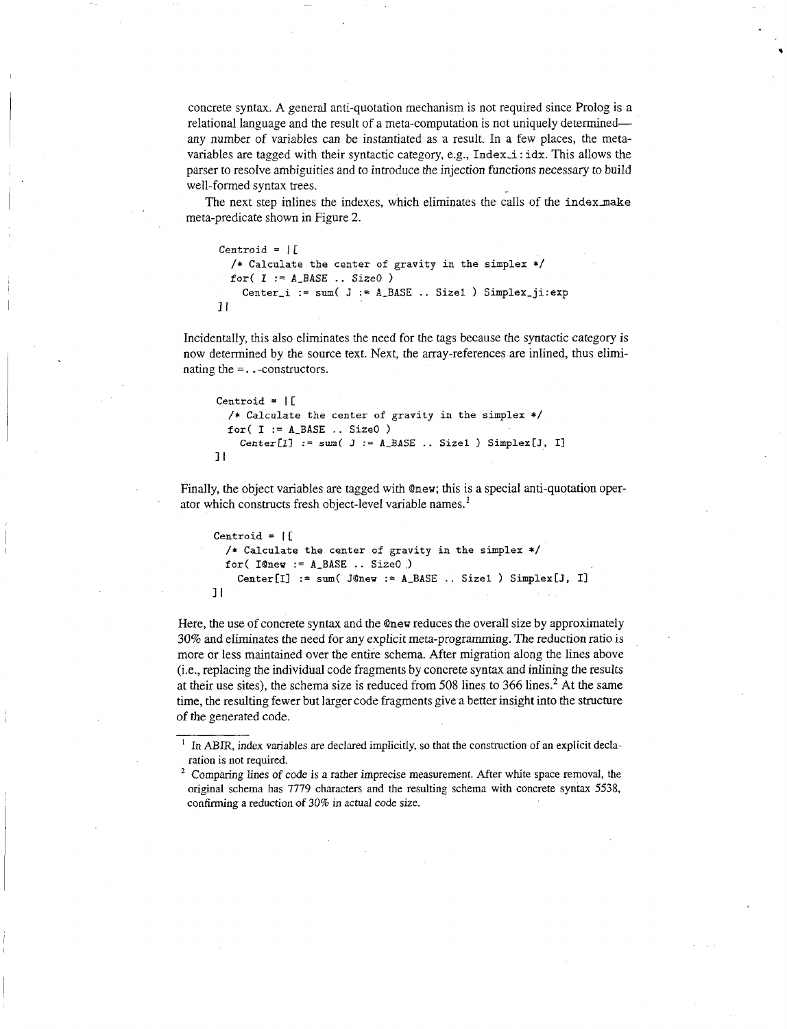concrete syntax. A general anti-quotation mechanism is not required since Prolog is a relational language and the result of a meta-computation is not uniquely determined—any number of variables can be instantiated as a result. In a few places, the meta-variables are tagged with their syntactic category, e.g., `Index_i:idx`. This allows the parser to resolve ambiguities and to introduce the *injection functions* necessary to build well-formed syntax trees.

The next step inlines the indexes, which eliminates the calls of the `index_make` meta-predicate shown in Figure 2.

```
Centroid = |[
  /* Calculate the center of gravity in the simplex */
  for( I := A_BASE .. Size0 )
    Center_i := sum( J := A_BASE .. Size1 ) Simplex_ji:exp
]|
```

Incidentally, this also eliminates the need for the tags because the syntactic category is now determined by the source text. Next, the array-references are inlined, thus eliminating the `=..`-constructors.

```
Centroid = |[
  /* Calculate the center of gravity in the simplex */
  for( I := A_BASE .. Size0 )
    Center[I] := sum( J := A_BASE .. Size1 ) Simplex[J, I]
]|
```

Finally, the object variables are tagged with `@new`; this is a special anti-quotation operator which constructs fresh object-level variable names.[1]

```
Centroid = |[
  /* Calculate the center of gravity in the simplex */
  for( I@new := A_BASE .. Size0 )
    Center[I] := sum( J@new := A_BASE .. Size1 ) Simplex[J, I]
]|
```

Here, the use of concrete syntax and the `@new` reduces the overall size by approximately 30% and eliminates the need for any explicit meta-programming. The reduction ratio is more or less maintained over the entire schema. After migration along the lines above (i.e., replacing the individual code fragments by concrete syntax and inlining the results at their use sites), the schema size is reduced from 508 lines to 366 lines.[2] At the same time, the resulting fewer but larger code fragments give a better insight into the structure of the generated code.

---

[1] In ABIR, index variables are declared implicitly, so that the construction of an explicit declaration is not required.

[2] Comparing lines of code is a rather imprecise measurement. After white space removal, the original schema has 7779 characters and the resulting schema with concrete syntax 5538, confirming a reduction of 30% in actual code size.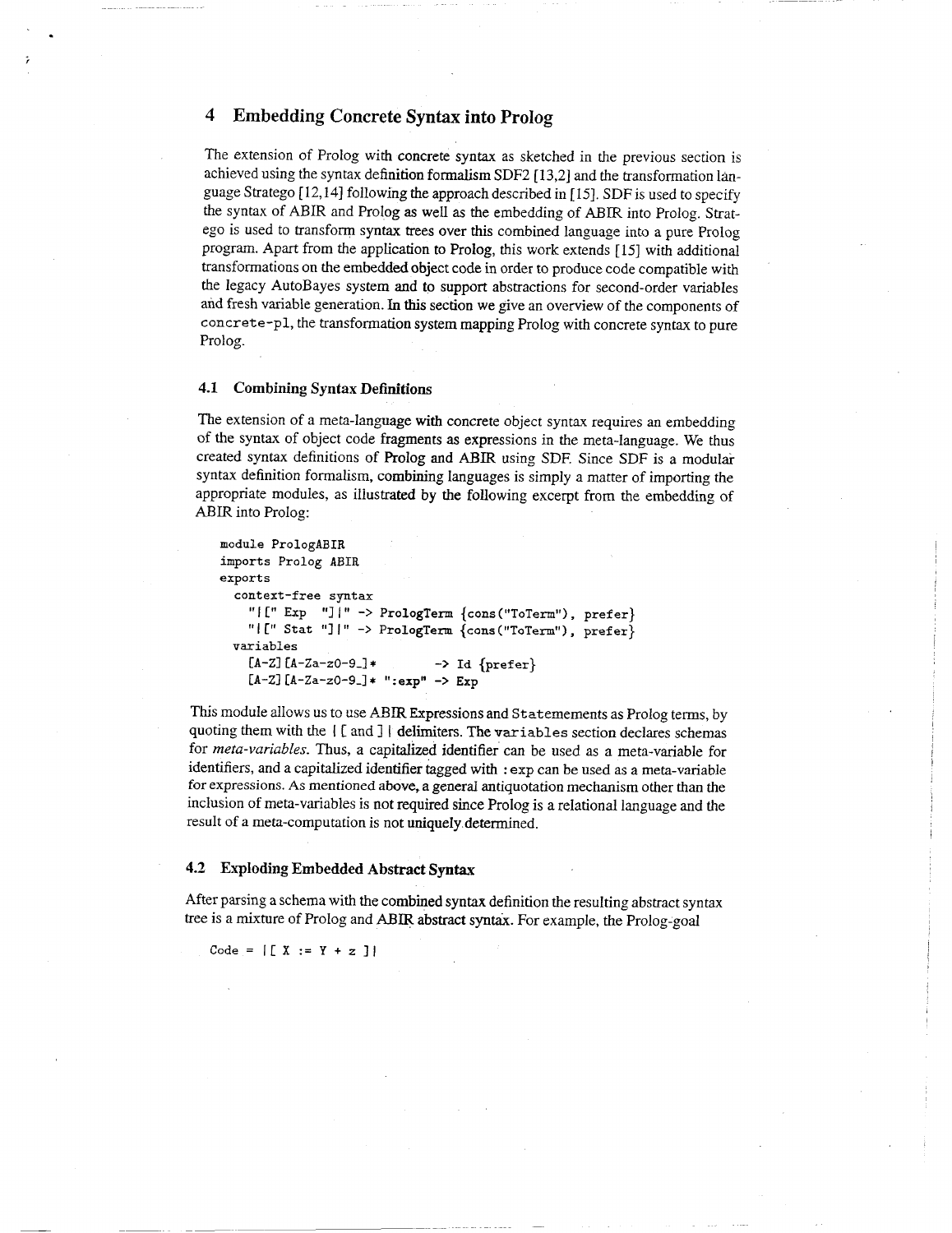## 4 Embedding Concrete Syntax into Prolog

The extension of Prolog with concrete syntax as sketched in the previous section is achieved using the syntax definition formalism SDF2 [13,2] and the transformation language Stratego [12,14] following the approach described in [15]. SDF is used to specify the syntax of ABIR and Prolog as well as the embedding of ABIR into Prolog. Stratego is used to transform syntax trees over this combined language into a pure Prolog program. Apart from the application to Prolog, this work extends [15] with additional transformations on the embedded object code in order to produce code compatible with the legacy AutoBayes system and to support abstractions for second-order variables and fresh variable generation. In this section we give an overview of the components of `concrete-pl`, the transformation system mapping Prolog with concrete syntax to pure Prolog.

### 4.1 Combining Syntax Definitions

The extension of a meta-language with concrete object syntax requires an embedding of the syntax of object code fragments as expressions in the meta-language. We thus created syntax definitions of Prolog and ABIR using SDF. Since SDF is a modular syntax definition formalism, combining languages is simply a matter of importing the appropriate modules, as illustrated by the following excerpt from the embedding of ABIR into Prolog:

```
module PrologABIR
imports Prolog ABIR
exports
  context-free syntax
    "|[" Exp  "]|" -> PrologTerm {cons("ToTerm"), prefer}
    "|[" Stat "]|" -> PrologTerm {cons("ToTerm"), prefer}
  variables
    [A-Z][A-Za-z0-9_]*          -> Id {prefer}
    [A-Z][A-Za-z0-9_]* ":exp"  -> Exp
```

This module allows us to use ABIR Expressions and `Statemements` as Prolog terms, by quoting them with the `|[` and `]|` delimiters. The `variables` section declares schemas for *meta-variables*. Thus, a capitalized identifier can be used as a meta-variable for identifiers, and a capitalized identifier tagged with `:exp` can be used as a meta-variable for expressions. As mentioned above, a general antiquotation mechanism other than the inclusion of meta-variables is not required since Prolog is a relational language and the result of a meta-computation is not uniquely determined.

### 4.2 Exploding Embedded Abstract Syntax

After parsing a schema with the combined syntax definition the resulting abstract syntax tree is a mixture of Prolog and ABIR abstract syntax. For example, the Prolog-goal

```
Code = |[ X := Y + z ]|
```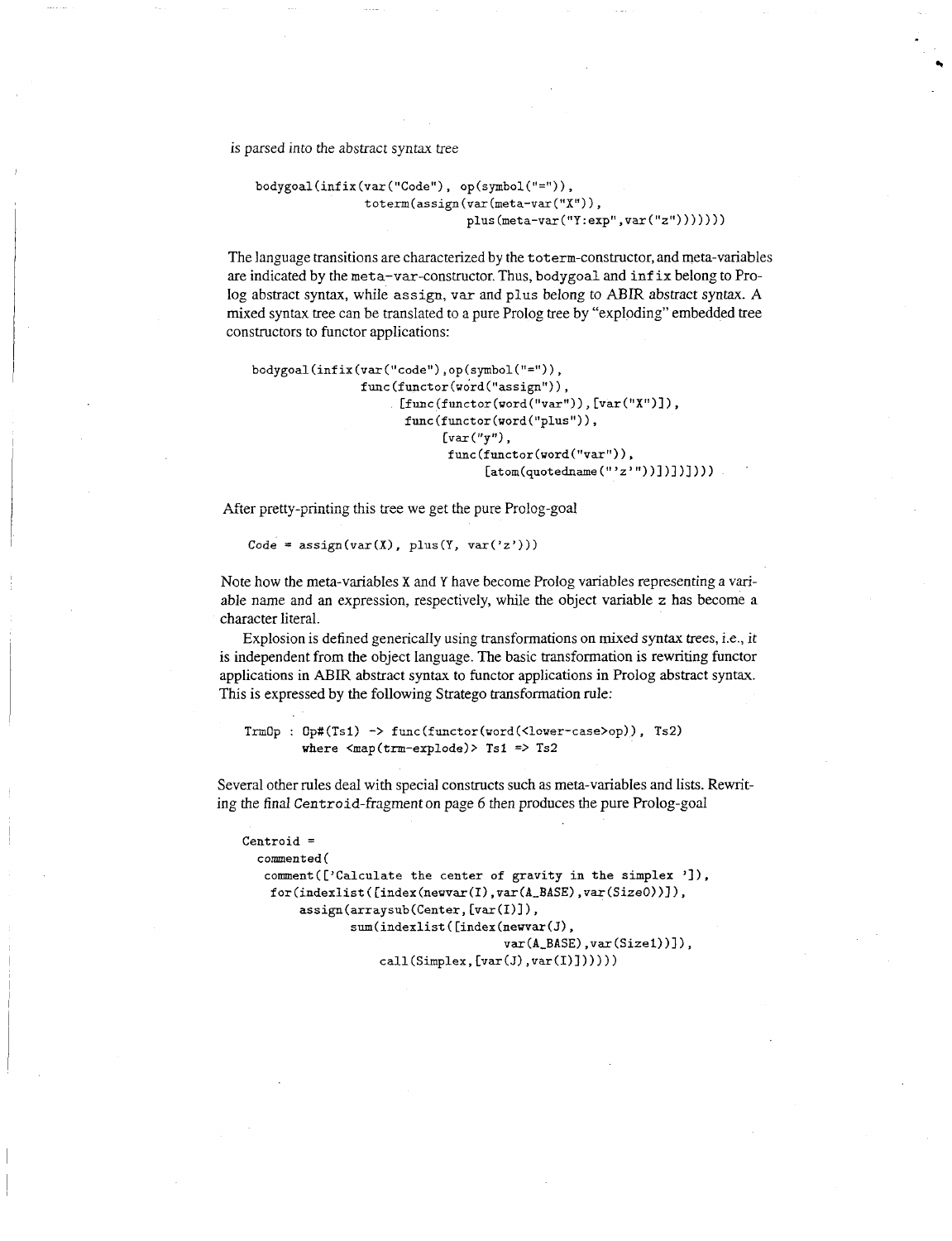is parsed into the abstract syntax tree

```
bodygoal(infix(var("Code"), op(symbol("=")),
               toterm(assign(var(meta-var("X")),
                             plus(meta-var("Y:exp",var("z"))))))
```

The language transitions are characterized by the `toterm`-constructor, and meta-variables are indicated by the `meta-var`-constructor. Thus, `bodygoal` and `infix` belong to Prolog abstract syntax, while `assign`, `var` and `plus` belong to ABIR abstract syntax. A mixed syntax tree can be translated to a pure Prolog tree by "exploding" embedded tree constructors to functor applications:

```
bodygoal(infix(var("code"),op(symbol("=")),
               func(functor(word("assign")),
                    [func(functor(word("var")),[var("X")]),
                     func(functor(word("plus")),
                          [var("y"),
                           func(functor(word("var")),
                                [atom(quotedname("'z'"))])])])))
```

After pretty-printing this tree we get the pure Prolog-goal

```
Code = assign(var(X), plus(Y, var('z')))
```

Note how the meta-variables X and Y have become Prolog variables representing a variable name and an expression, respectively, while the object variable z has become a character literal.

Explosion is defined generically using transformations on mixed syntax trees, i.e., it is independent from the object language. The basic transformation is rewriting functor applications in ABIR abstract syntax to functor applications in Prolog abstract syntax. This is expressed by the following Stratego transformation rule:

```
TrmOp : Op#(Ts1) -> func(functor(word(<lower-case>op)), Ts2)
        where <map(trm-explode)> Ts1 => Ts2
```

Several other rules deal with special constructs such as meta-variables and lists. Rewriting the final `Centroid`-fragment on page 6 then produces the pure Prolog-goal

```
Centroid =
  commented(
   comment(['Calculate the center of gravity in the simplex ']),
    for(indexlist([index(newvar(I),var(A_BASE),var(Size0))]),
        assign(arraysub(Center,[var(I)]),
               sum(indexlist([index(newvar(J),
                                    var(A_BASE),var(Size1))]),
                   call(Simplex,[var(J),var(I)])))))
```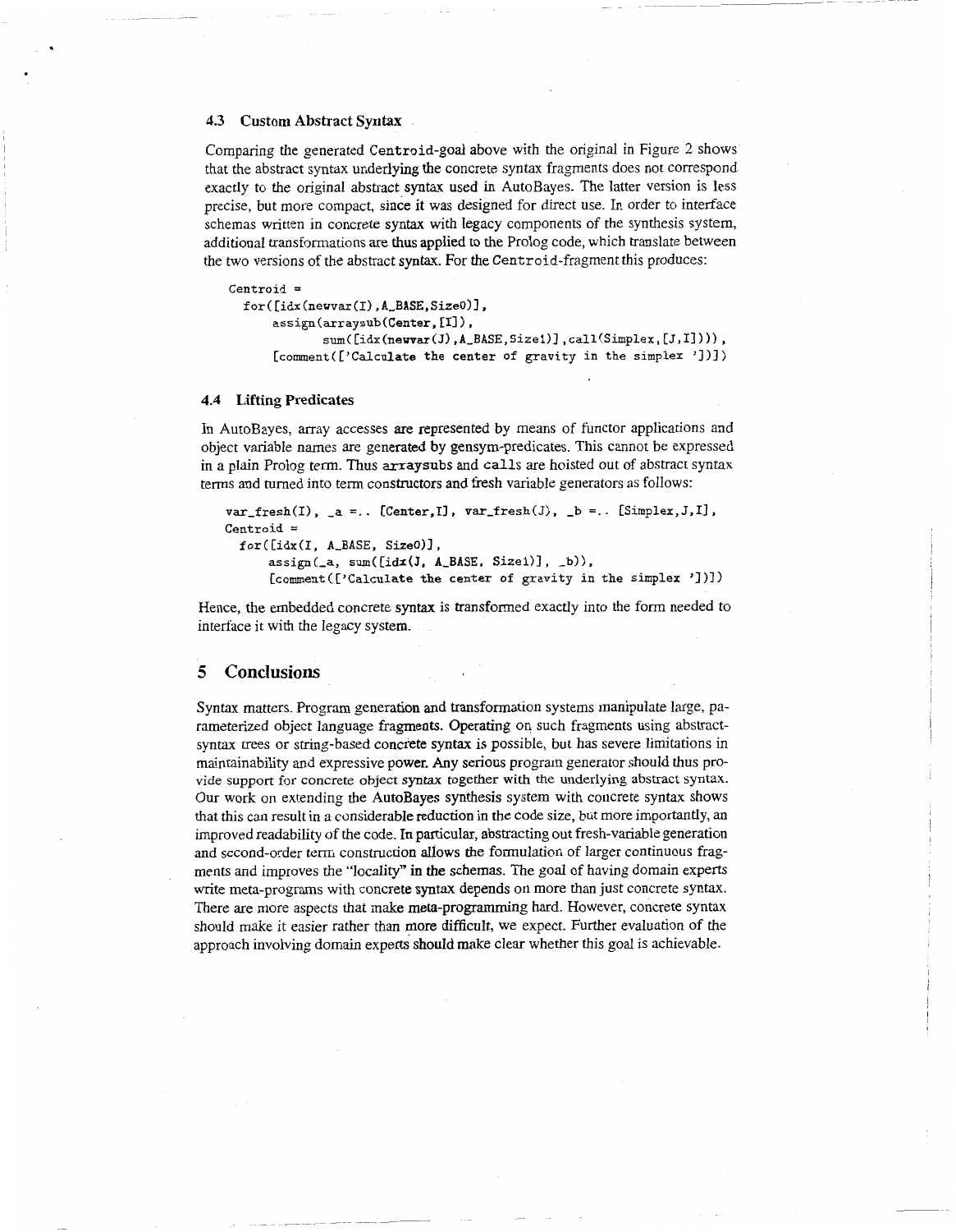### 4.3 Custom Abstract Syntax

Comparing the generated `Centroid`-goal above with the original in Figure 2 shows that the abstract syntax underlying the concrete syntax fragments does not correspond exactly to the original abstract syntax used in AutoBayes. The latter version is less precise, but more compact, since it was designed for direct use. In order to interface schemas written in concrete syntax with legacy components of the synthesis system, additional transformations are thus applied to the Prolog code, which translate between the two versions of the abstract syntax. For the `Centroid`-fragment this produces:

```
Centroid =
  for([idx(newvar(I),A_BASE,Size0)],
      assign(arraysub(Center,[I]),
             sum([idx(newvar(J),A_BASE,Size1)],call(Simplex,[J,I]))),
      [comment(['Calculate the center of gravity in the simplex '])])
```

### 4.4 Lifting Predicates

In AutoBayes, array accesses are represented by means of functor applications and object variable names are generated by gensym-predicates. This cannot be expressed in a plain Prolog term. Thus `arraysubs` and `calls` are hoisted out of abstract syntax terms and turned into term constructors and fresh variable generators as follows:

```
var_fresh(I), _a =.. [Center,I], var_fresh(J), _b =.. [Simplex,J,I],
Centroid =
  for([idx(I, A_BASE, Size0)],
      assign(_a, sum([idx(J, A_BASE, Size1)], _b)),
      [comment(['Calculate the center of gravity in the simplex '])])
```

Hence, the embedded concrete syntax is transformed exactly into the form needed to interface it with the legacy system.

## 5 Conclusions

Syntax matters. Program generation and transformation systems manipulate large, parameterized object language fragments. Operating on such fragments using abstract-syntax trees or string-based concrete syntax is possible, but has severe limitations in maintainability and expressive power. Any serious program generator should thus provide support for concrete object syntax together with the underlying abstract syntax. Our work on extending the AutoBayes synthesis system with concrete syntax shows that this can result in a considerable reduction in the code size, but more importantly, an improved readability of the code. In particular, abstracting out fresh-variable generation and second-order term construction allows the formulation of larger continuous fragments and improves the "locality" in the schemas. The goal of having domain experts write meta-programs with concrete syntax depends on more than just concrete syntax. There are more aspects that make meta-programming hard. However, concrete syntax should make it easier rather than more difficult, we expect. Further evaluation of the approach involving domain experts should make clear whether this goal is achievable.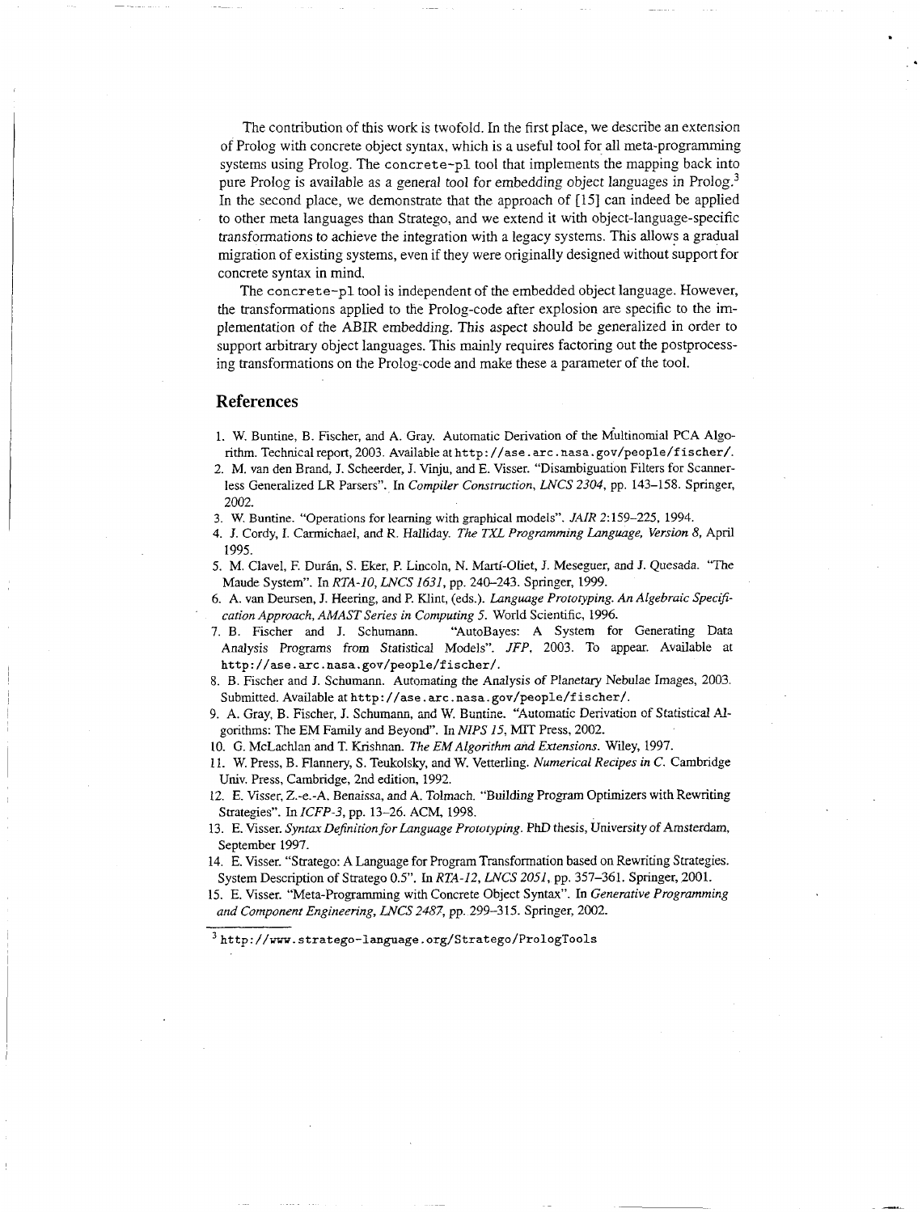The contribution of this work is twofold. In the first place, we describe an extension of Prolog with concrete object syntax, which is a useful tool for all meta-programming systems using Prolog. The `concrete-pl` tool that implements the mapping back into pure Prolog is available as a general tool for embedding object languages in Prolog.[3] In the second place, we demonstrate that the approach of [15] can indeed be applied to other meta languages than Stratego, and we extend it with object-language-specific transformations to achieve the integration with a legacy systems. This allows a gradual migration of existing systems, even if they were originally designed without support for concrete syntax in mind.

The `concrete-pl` tool is independent of the embedded object language. However, the transformations applied to the Prolog-code after explosion are specific to the implementation of the ABIR embedding. This aspect should be generalized in order to support arbitrary object languages. This mainly requires factoring out the postprocessing transformations on the Prolog-code and make these a parameter of the tool.

## References

1. W. Buntine, B. Fischer, and A. Gray. Automatic Derivation of the Multinomial PCA Algorithm. Technical report, 2003. Available at `http://ase.arc.nasa.gov/people/fischer/`.
2. M. van den Brand, J. Scheerder, J. Vinju, and E. Visser. "Disambiguation Filters for Scannerless Generalized LR Parsers". In *Compiler Construction, LNCS 2304*, pp. 143–158. Springer, 2002.
3. W. Buntine. "Operations for learning with graphical models". *JAIR* 2:159–225, 1994.
4. J. Cordy, I. Carmichael, and R. Halliday. *The TXL Programming Language, Version 8*, April 1995.
5. M. Clavel, F. Durán, S. Eker, P. Lincoln, N. Martí-Oliet, J. Meseguer, and J. Quesada. "The Maude System". In *RTA-10, LNCS 1631*, pp. 240–243. Springer, 1999.
6. A. van Deursen, J. Heering, and P. Klint, (eds.). *Language Prototyping. An Algebraic Specification Approach, AMAST Series in Computing 5*. World Scientific, 1996.
7. B. Fischer and J. Schumann. "AutoBayes: A System for Generating Data Analysis Programs from Statistical Models". *JFP*, 2003. To appear. Available at `http://ase.arc.nasa.gov/people/fischer/`.
8. B. Fischer and J. Schumann. Automating the Analysis of Planetary Nebulae Images, 2003. Submitted. Available at `http://ase.arc.nasa.gov/people/fischer/`.
9. A. Gray, B. Fischer, J. Schumann, and W. Buntine. "Automatic Derivation of Statistical Algorithms: The EM Family and Beyond". In *NIPS 15*, MIT Press, 2002.
10. G. McLachlan and T. Krishnan. *The EM Algorithm and Extensions*. Wiley, 1997.
11. W. Press, B. Flannery, S. Teukolsky, and W. Vetterling. *Numerical Recipes in C*. Cambridge Univ. Press, Cambridge, 2nd edition, 1992.
12. E. Visser, Z.-e.-A. Benaissa, and A. Tolmach. "Building Program Optimizers with Rewriting Strategies". In *ICFP-3*, pp. 13–26. ACM, 1998.
13. E. Visser. *Syntax Definition for Language Prototyping*. PhD thesis, University of Amsterdam, September 1997.
14. E. Visser. "Stratego: A Language for Program Transformation based on Rewriting Strategies. System Description of Stratego 0.5". In *RTA-12, LNCS 2051*, pp. 357–361. Springer, 2001.
15. E. Visser. "Meta-Programming with Concrete Object Syntax". In *Generative Programming and Component Engineering, LNCS 2487*, pp. 299–315. Springer, 2002.

[3] `http://www.stratego-language.org/Stratego/PrologTools`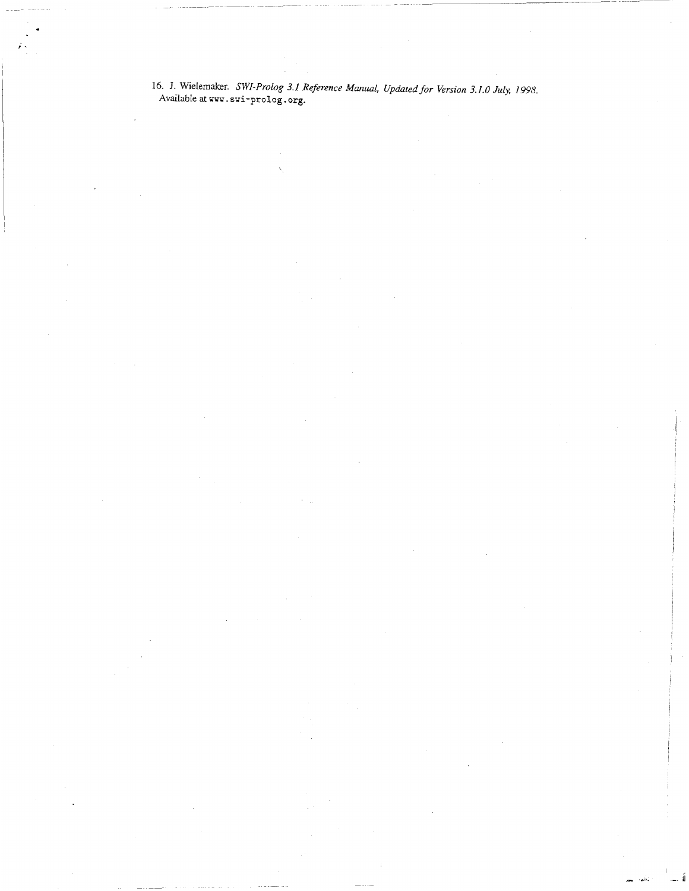16. J. Wielemaker. *SWI-Prolog 3.1 Reference Manual, Updated for Version 3.1.0 July, 1998.* Available at `www.swi-prolog.org`.